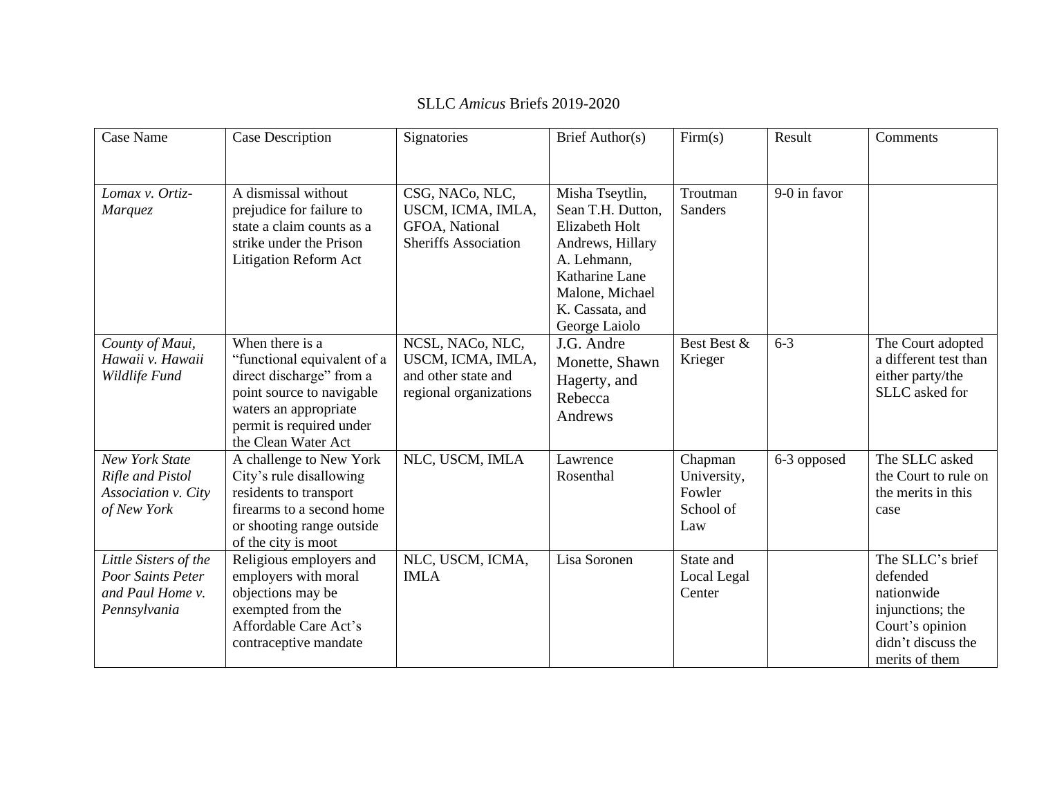SLLC *Amicus* Briefs 2019-2020

| Case Name | Case Description | Signatories | Brief Author(s) | Firm(s) | Result | Comments |
|---|---|---|---|---|---|---|
| *Lomax v. Ortiz-Marquez* | A dismissal without prejudice for failure to state a claim counts as a strike under the Prison Litigation Reform Act | CSG, NACo, NLC, USCM, ICMA, IMLA, GFOA, National Sheriffs Association | Misha Tseytlin, Sean T.H. Dutton, Elizabeth Holt Andrews, Hillary A. Lehmann, Katharine Lane Malone, Michael K. Cassata, and George Laiolo | Troutman Sanders | 9-0 in favor | |
| *County of Maui, Hawaii v. Hawaii Wildlife Fund* | When there is a "functional equivalent of a direct discharge" from a point source to navigable waters an appropriate permit is required under the Clean Water Act | NCSL, NACo, NLC, USCM, ICMA, IMLA, and other state and regional organizations | J.G. Andre Monette, Shawn Hagerty, and Rebecca Andrews | Best Best & Krieger | 6-3 | The Court adopted a different test than either party/the SLLC asked for |
| *New York State Rifle and Pistol Association v. City of New York* | A challenge to New York City's rule disallowing residents to transport firearms to a second home or shooting range outside of the city is moot | NLC, USCM, IMLA | Lawrence Rosenthal | Chapman University, Fowler School of Law | 6-3 opposed | The SLLC asked the Court to rule on the merits in this case |
| *Little Sisters of the Poor Saints Peter and Paul Home v. Pennsylvania* | Religious employers and employers with moral objections may be exempted from the Affordable Care Act's contraceptive mandate | NLC, USCM, ICMA, IMLA | Lisa Soronen | State and Local Legal Center | | The SLLC's brief defended nationwide injunctions; the Court's opinion didn't discuss the merits of them |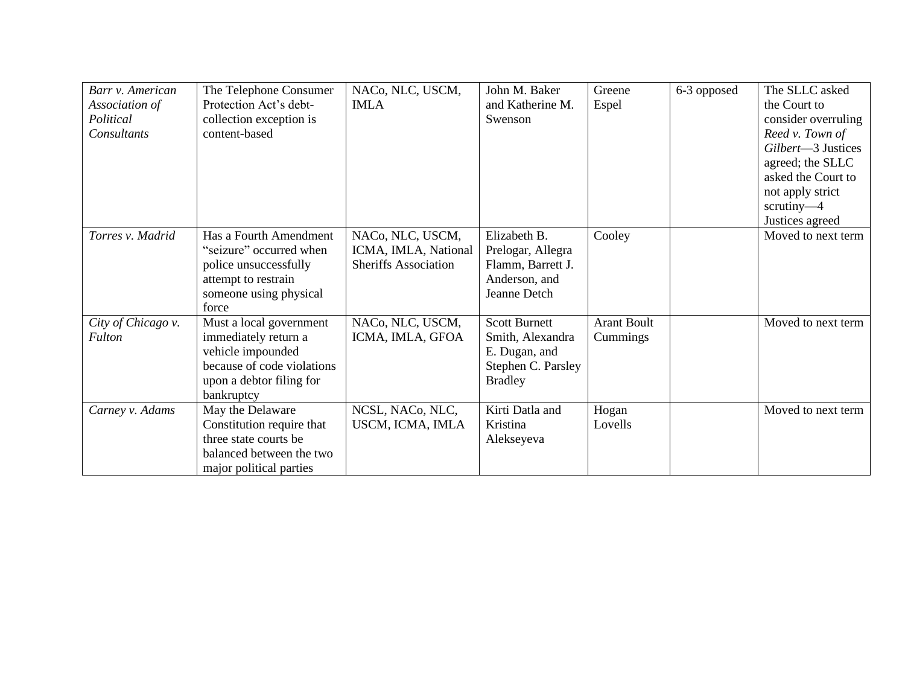| | | | | | | |
|---|---|---|---|---|---|---|
| *Barr v. American Association of Political Consultants* | The Telephone Consumer Protection Act's debt-collection exception is content-based | NACo, NLC, USCM, IMLA | John M. Baker and Katherine M. Swenson | Greene Espel | 6-3 opposed | The SLLC asked the Court to consider overruling *Reed v. Town of Gilbert*—3 Justices agreed; the SLLC asked the Court to not apply strict scrutiny—4 Justices agreed |
| *Torres v. Madrid* | Has a Fourth Amendment "seizure" occurred when police unsuccessfully attempt to restrain someone using physical force | NACo, NLC, USCM, ICMA, IMLA, National Sheriffs Association | Elizabeth B. Prelogar, Allegra Flamm, Barrett J. Anderson, and Jeanne Detch | Cooley | | Moved to next term |
| *City of Chicago v. Fulton* | Must a local government immediately return a vehicle impounded because of code violations upon a debtor filing for bankruptcy | NACo, NLC, USCM, ICMA, IMLA, GFOA | Scott Burnett Smith, Alexandra E. Dugan, and Stephen C. Parsley Bradley | Arant Boult Cummings | | Moved to next term |
| *Carney v. Adams* | May the Delaware Constitution require that three state courts be balanced between the two major political parties | NCSL, NACo, NLC, USCM, ICMA, IMLA | Kirti Datla and Kristina Alekseyeva | Hogan Lovells | | Moved to next term |